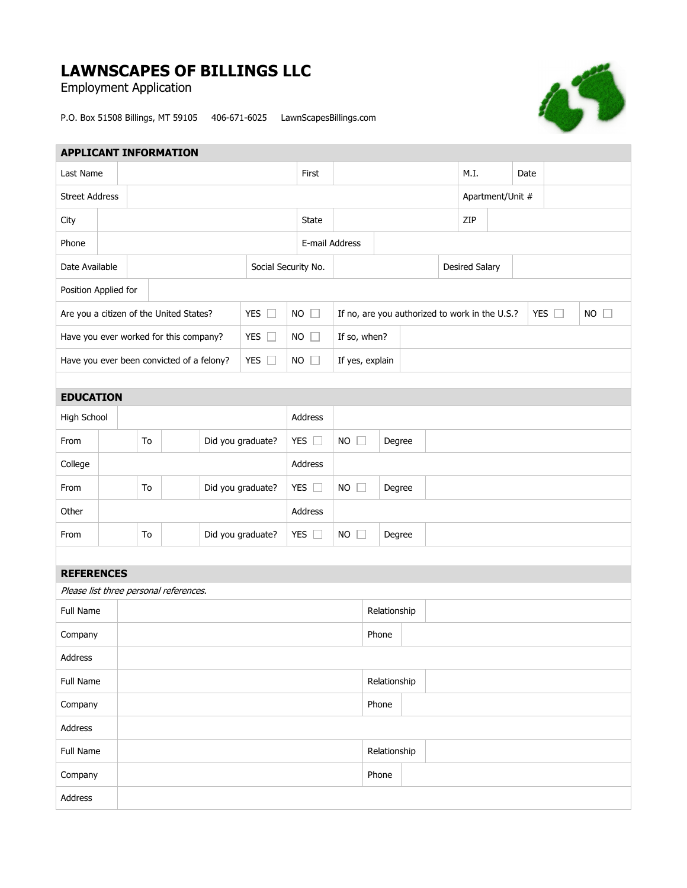# LAWNSCAPES OF BILLINGS LLC

Employment Application

P.O. Box 51508 Billings, MT 59105    406-671-6025    LawnScapesBillings.com

## APPLICANT INFORMATION

| | | | | | | | |
|---|---|---|---|---|---|---|---|
| Last Name | | First | | M.I. | | Date | |
| Street Address | | | | Apartment/Unit # | | | |
| City | | State | | ZIP | | | |
| Phone | | E-mail Address | | | | | |
| Date Available | | Social Security No. | | Desired Salary | | | |
| Position Applied for | | | | | | | |

| | | | | | |
|---|---|---|---|---|---|
| Are you a citizen of the United States? | YES ☐ | NO ☐ | If no, are you authorized to work in the U.S.? | YES ☐ | NO ☐ |
| Have you ever worked for this company? | YES ☐ | NO ☐ | If so, when? | | |
| Have you ever been convicted of a felony? | YES ☐ | NO ☐ | If yes, explain | | |

## EDUCATION

| | | | | | | | | |
|---|---|---|---|---|---|---|---|---|
| High School | | | | Address | | | | |
| From | | To | | Did you graduate? | YES ☐ | NO ☐ | Degree | |
| College | | | | Address | | | | |
| From | | To | | Did you graduate? | YES ☐ | NO ☐ | Degree | |
| Other | | | | Address | | | | |
| From | | To | | Did you graduate? | YES ☐ | NO ☐ | Degree | |

## REFERENCES

*Please list three personal references.*

| | | | |
|---|---|---|---|
| Full Name | | Relationship | |
| Company | | Phone | |
| Address | | | |
| Full Name | | Relationship | |
| Company | | Phone | |
| Address | | | |
| Full Name | | Relationship | |
| Company | | Phone | |
| Address | | | |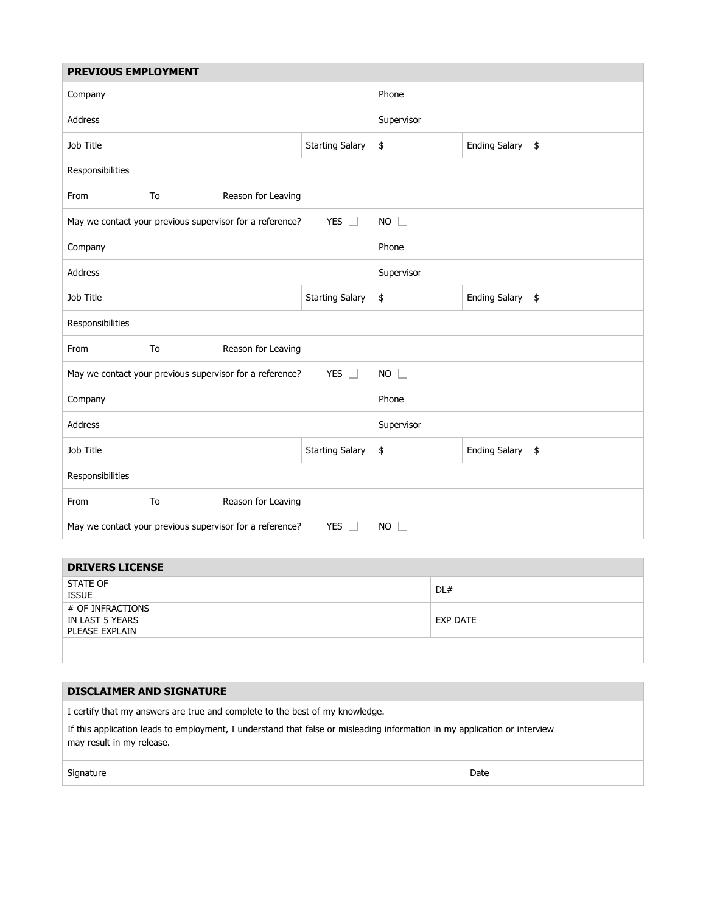## PREVIOUS EMPLOYMENT

| | | | | | |
|---|---|---|---|---|---|
| Company | | | | Phone | |
| Address | | | | Supervisor | |
| Job Title | | | Starting Salary | $ | Ending Salary $ |
| Responsibilities | | | | | |
| From | To | Reason for Leaving | | | |
| May we contact your previous supervisor for a reference? | | | YES ☐ | NO ☐ | |
| Company | | | | Phone | |
| Address | | | | Supervisor | |
| Job Title | | | Starting Salary | $ | Ending Salary $ |
| Responsibilities | | | | | |
| From | To | Reason for Leaving | | | |
| May we contact your previous supervisor for a reference? | | | YES ☐ | NO ☐ | |
| Company | | | | Phone | |
| Address | | | | Supervisor | |
| Job Title | | | Starting Salary | $ | Ending Salary $ |
| Responsibilities | | | | | |
| From | To | Reason for Leaving | | | |
| May we contact your previous supervisor for a reference? | | | YES ☐ | NO ☐ | |

## DRIVERS LICENSE

| | |
|---|---|
| STATE OF ISSUE | DL# |
| # OF INFRACTIONS IN LAST 5 YEARS PLEASE EXPLAIN | EXP DATE |
| | |

## DISCLAIMER AND SIGNATURE

I certify that my answers are true and complete to the best of my knowledge.

If this application leads to employment, I understand that false or misleading information in my application or interview may result in my release.

| | |
|---|---|
| Signature | Date |